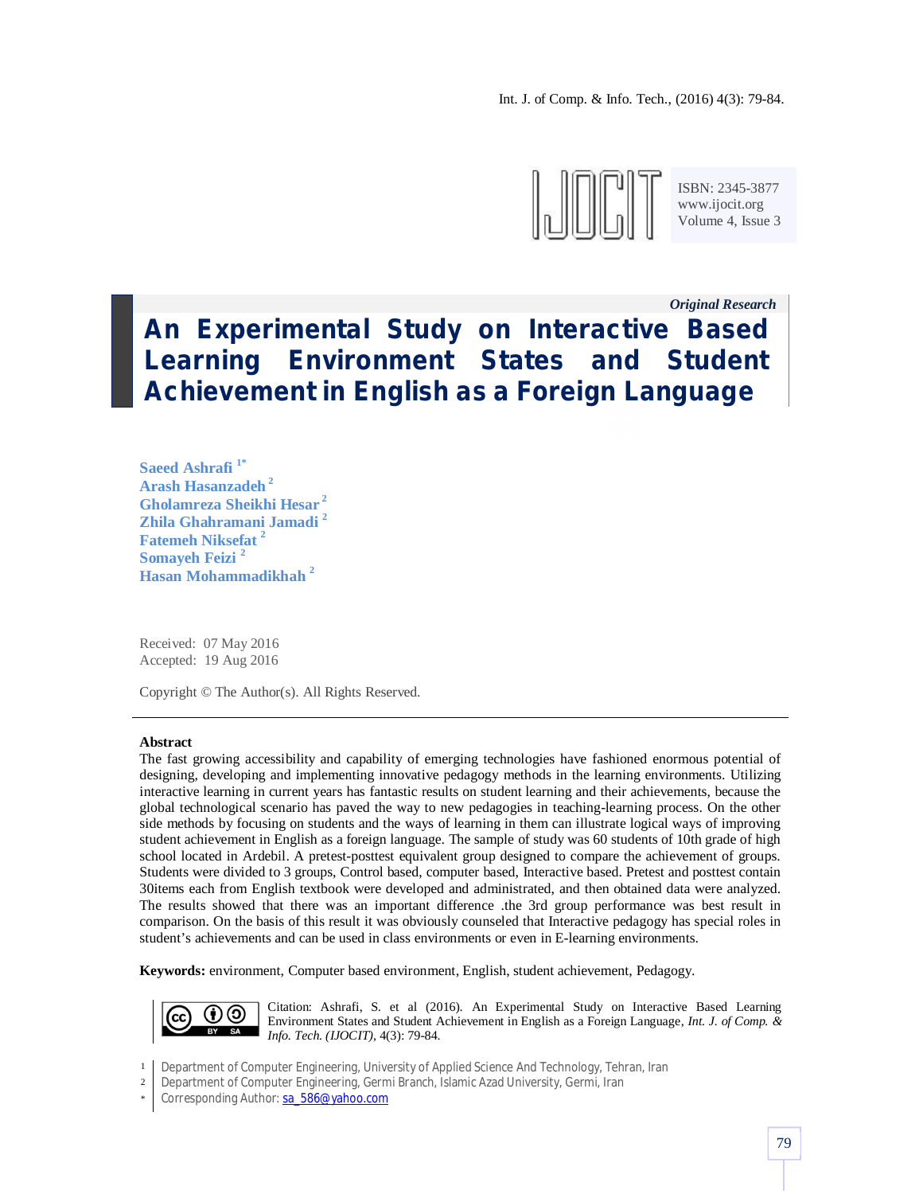ISBN: 2345-3877
www.ijocit.org
Volume 4, Issue 3

*Original Research*

# An Experimental Study on Interactive Based Learning Environment States and Student Achievement in English as a Foreign Language

**Saeed Ashrafi** [1*]
**Arash Hasanzadeh** [2]
**Gholamreza Sheikhi Hesar** [2]
**Zhila Ghahramani Jamadi** [2]
**Fatemeh Niksefat** [2]
**Somayeh Feizi** [2]
**Hasan Mohammadikhah** [2]

Received: 07 May 2016
Accepted: 19 Aug 2016

Copyright © The Author(s). All Rights Reserved.

---

**Abstract**

The fast growing accessibility and capability of emerging technologies have fashioned enormous potential of designing, developing and implementing innovative pedagogy methods in the learning environments. Utilizing interactive learning in current years has fantastic results on student learning and their achievements, because the global technological scenario has paved the way to new pedagogies in teaching-learning process. On the other side methods by focusing on students and the ways of learning in them can illustrate logical ways of improving student achievement in English as a foreign language. The sample of study was 60 students of 10th grade of high school located in Ardebil. A pretest-posttest equivalent group designed to compare the achievement of groups. Students were divided to 3 groups, Control based, computer based, Interactive based. Pretest and posttest contain 30items each from English textbook were developed and administrated, and then obtained data were analyzed. The results showed that there was an important difference .the 3rd group performance was best result in comparison. On the basis of this result it was obviously counseled that Interactive pedagogy has special roles in student's achievements and can be used in class environments or even in E-learning environments.

**Keywords:** environment, Computer based environment, English, student achievement, Pedagogy.

Citation: Ashrafi, S. et al (2016). An Experimental Study on Interactive Based Learning Environment States and Student Achievement in English as a Foreign Language, *Int. J. of Comp. & Info. Tech. (IJOCIT)*, 4(3): 79-84.

1 Department of Computer Engineering, University of Applied Science And Technology, Tehran, Iran
2 Department of Computer Engineering, Germi Branch, Islamic Azad University, Germi, Iran
\* Corresponding Author: sa_586@yahoo.com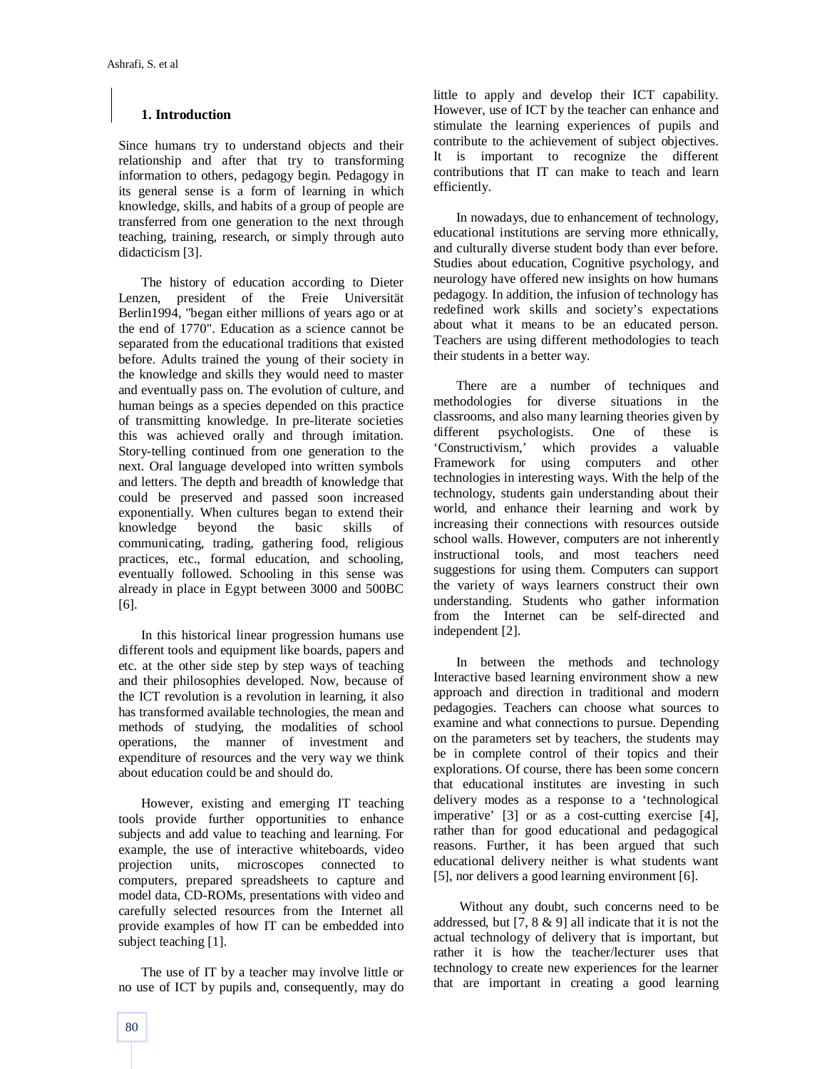## 1. Introduction

Since humans try to understand objects and their relationship and after that try to transforming information to others, pedagogy begin. Pedagogy in its general sense is a form of learning in which knowledge, skills, and habits of a group of people are transferred from one generation to the next through teaching, training, research, or simply through auto didacticism [3].

The history of education according to Dieter Lenzen, president of the Freie Universität Berlin1994, "began either millions of years ago or at the end of 1770". Education as a science cannot be separated from the educational traditions that existed before. Adults trained the young of their society in the knowledge and skills they would need to master and eventually pass on. The evolution of culture, and human beings as a species depended on this practice of transmitting knowledge. In pre-literate societies this was achieved orally and through imitation. Story-telling continued from one generation to the next. Oral language developed into written symbols and letters. The depth and breadth of knowledge that could be preserved and passed soon increased exponentially. When cultures began to extend their knowledge beyond the basic skills of communicating, trading, gathering food, religious practices, etc., formal education, and schooling, eventually followed. Schooling in this sense was already in place in Egypt between 3000 and 500BC [6].

In this historical linear progression humans use different tools and equipment like boards, papers and etc. at the other side step by step ways of teaching and their philosophies developed. Now, because of the ICT revolution is a revolution in learning, it also has transformed available technologies, the mean and methods of studying, the modalities of school operations, the manner of investment and expenditure of resources and the very way we think about education could be and should do.

However, existing and emerging IT teaching tools provide further opportunities to enhance subjects and add value to teaching and learning. For example, the use of interactive whiteboards, video projection units, microscopes connected to computers, prepared spreadsheets to capture and model data, CD-ROMs, presentations with video and carefully selected resources from the Internet all provide examples of how IT can be embedded into subject teaching [1].

The use of IT by a teacher may involve little or no use of ICT by pupils and, consequently, may do little to apply and develop their ICT capability. However, use of ICT by the teacher can enhance and stimulate the learning experiences of pupils and contribute to the achievement of subject objectives. It is important to recognize the different contributions that IT can make to teach and learn efficiently.

In nowadays, due to enhancement of technology, educational institutions are serving more ethnically, and culturally diverse student body than ever before. Studies about education, Cognitive psychology, and neurology have offered new insights on how humans pedagogy. In addition, the infusion of technology has redefined work skills and society's expectations about what it means to be an educated person. Teachers are using different methodologies to teach their students in a better way.

There are a number of techniques and methodologies for diverse situations in the classrooms, and also many learning theories given by different psychologists. One of these is 'Constructivism,' which provides a valuable Framework for using computers and other technologies in interesting ways. With the help of the technology, students gain understanding about their world, and enhance their learning and work by increasing their connections with resources outside school walls. However, computers are not inherently instructional tools, and most teachers need suggestions for using them. Computers can support the variety of ways learners construct their own understanding. Students who gather information from the Internet can be self-directed and independent [2].

In between the methods and technology Interactive based learning environment show a new approach and direction in traditional and modern pedagogies. Teachers can choose what sources to examine and what connections to pursue. Depending on the parameters set by teachers, the students may be in complete control of their topics and their explorations. Of course, there has been some concern that educational institutes are investing in such delivery modes as a response to a 'technological imperative' [3] or as a cost-cutting exercise [4], rather than for good educational and pedagogical reasons. Further, it has been argued that such educational delivery neither is what students want [5], nor delivers a good learning environment [6].

Without any doubt, such concerns need to be addressed, but [7, 8 & 9] all indicate that it is not the actual technology of delivery that is important, but rather it is how the teacher/lecturer uses that technology to create new experiences for the learner that are important in creating a good learning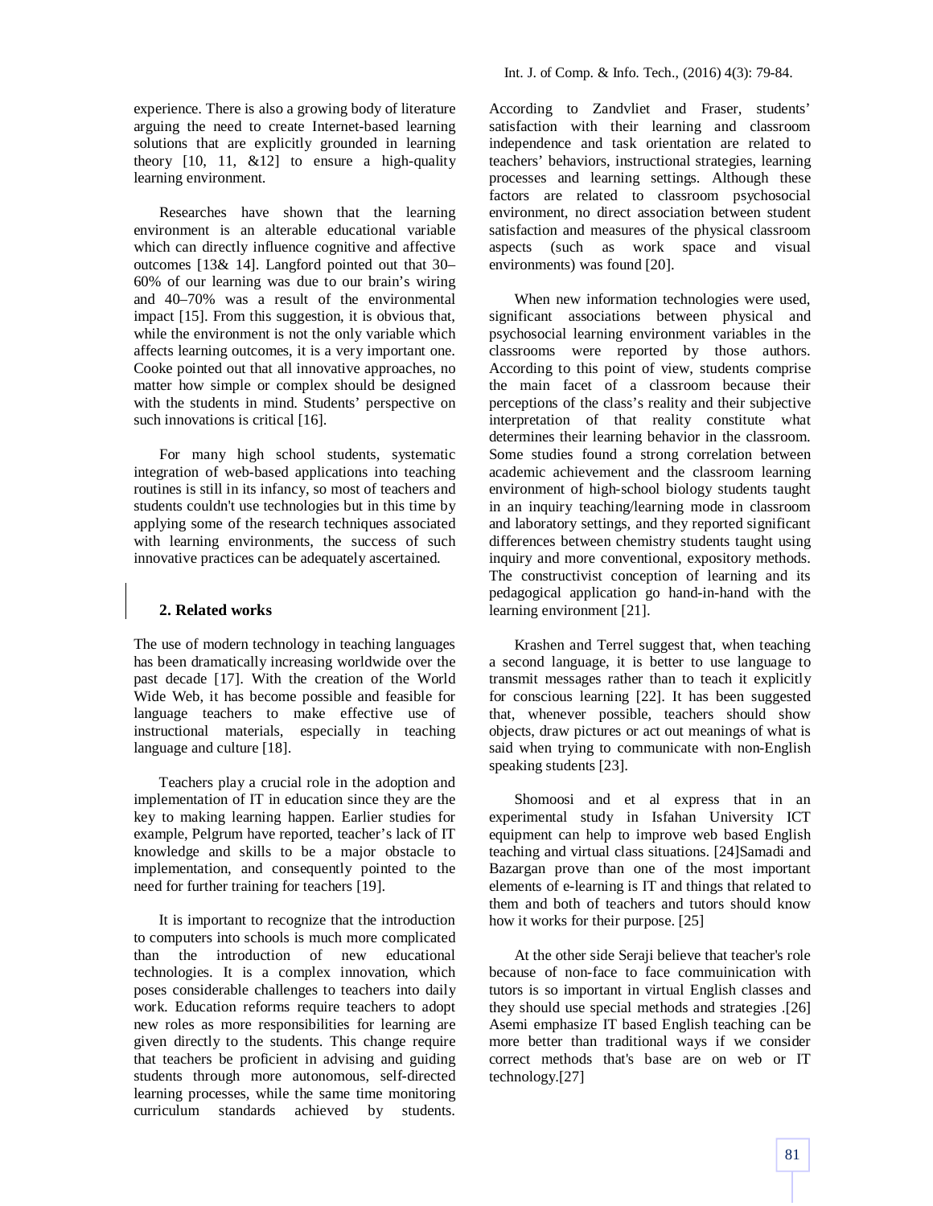experience. There is also a growing body of literature arguing the need to create Internet-based learning solutions that are explicitly grounded in learning theory [10, 11, &12] to ensure a high-quality learning environment.

Researches have shown that the learning environment is an alterable educational variable which can directly influence cognitive and affective outcomes [13& 14]. Langford pointed out that 30–60% of our learning was due to our brain's wiring and 40–70% was a result of the environmental impact [15]. From this suggestion, it is obvious that, while the environment is not the only variable which affects learning outcomes, it is a very important one. Cooke pointed out that all innovative approaches, no matter how simple or complex should be designed with the students in mind. Students' perspective on such innovations is critical [16].

For many high school students, systematic integration of web-based applications into teaching routines is still in its infancy, so most of teachers and students couldn't use technologies but in this time by applying some of the research techniques associated with learning environments, the success of such innovative practices can be adequately ascertained.

## 2. Related works

The use of modern technology in teaching languages has been dramatically increasing worldwide over the past decade [17]. With the creation of the World Wide Web, it has become possible and feasible for language teachers to make effective use of instructional materials, especially in teaching language and culture [18].

Teachers play a crucial role in the adoption and implementation of IT in education since they are the key to making learning happen. Earlier studies for example, Pelgrum have reported, teacher's lack of IT knowledge and skills to be a major obstacle to implementation, and consequently pointed to the need for further training for teachers [19].

It is important to recognize that the introduction to computers into schools is much more complicated than the introduction of new educational technologies. It is a complex innovation, which poses considerable challenges to teachers into daily work. Education reforms require teachers to adopt new roles as more responsibilities for learning are given directly to the students. This change require that teachers be proficient in advising and guiding students through more autonomous, self-directed learning processes, while the same time monitoring curriculum standards achieved by students. According to Zandvliet and Fraser, students' satisfaction with their learning and classroom independence and task orientation are related to teachers' behaviors, instructional strategies, learning processes and learning settings. Although these factors are related to classroom psychosocial environment, no direct association between student satisfaction and measures of the physical classroom aspects (such as work space and visual environments) was found [20].

When new information technologies were used, significant associations between physical and psychosocial learning environment variables in the classrooms were reported by those authors. According to this point of view, students comprise the main facet of a classroom because their perceptions of the class's reality and their subjective interpretation of that reality constitute what determines their learning behavior in the classroom. Some studies found a strong correlation between academic achievement and the classroom learning environment of high-school biology students taught in an inquiry teaching/learning mode in classroom and laboratory settings, and they reported significant differences between chemistry students taught using inquiry and more conventional, expository methods. The constructivist conception of learning and its pedagogical application go hand-in-hand with the learning environment [21].

Krashen and Terrel suggest that, when teaching a second language, it is better to use language to transmit messages rather than to teach it explicitly for conscious learning [22]. It has been suggested that, whenever possible, teachers should show objects, draw pictures or act out meanings of what is said when trying to communicate with non-English speaking students [23].

Shomoosi and et al express that in an experimental study in Isfahan University ICT equipment can help to improve web based English teaching and virtual class situations. [24]Samadi and Bazargan prove than one of the most important elements of e-learning is IT and things that related to them and both of teachers and tutors should know how it works for their purpose. [25]

At the other side Seraji believe that teacher's role because of non-face to face commuinication with tutors is so important in virtual English classes and they should use special methods and strategies .[26] Asemi emphasize IT based English teaching can be more better than traditional ways if we consider correct methods that's base are on web or IT technology.[27]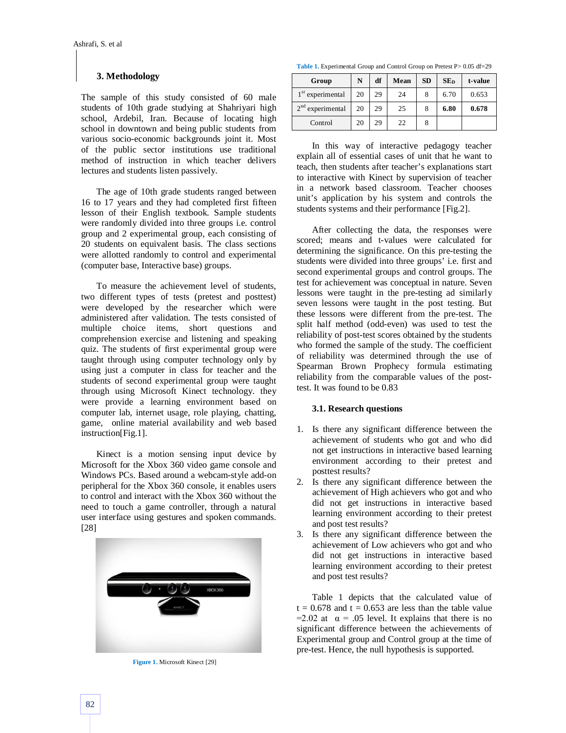## 3. Methodology

The sample of this study consisted of 60 male students of 10th grade studying at Shahriyari high school, Ardebil, Iran. Because of locating high school in downtown and being public students from various socio-economic backgrounds joint it. Most of the public sector institutions use traditional method of instruction in which teacher delivers lectures and students listen passively.

The age of 10th grade students ranged between 16 to 17 years and they had completed first fifteen lesson of their English textbook. Sample students were randomly divided into three groups i.e. control group and 2 experimental group, each consisting of 20 students on equivalent basis. The class sections were allotted randomly to control and experimental (computer base, Interactive base) groups.

To measure the achievement level of students, two different types of tests (pretest and posttest) were developed by the researcher which were administered after validation. The tests consisted of multiple choice items, short questions and comprehension exercise and listening and speaking quiz. The students of first experimental group were taught through using computer technology only by using just a computer in class for teacher and the students of second experimental group were taught through using Microsoft Kinect technology. they were provide a learning environment based on computer lab, internet usage, role playing, chatting, game, online material availability and web based instruction[Fig.1].

Kinect is a motion sensing input device by Microsoft for the Xbox 360 video game console and Windows PCs. Based around a webcam-style add-on peripheral for the Xbox 360 console, it enables users to control and interact with the Xbox 360 without the need to touch a game controller, through a natural user interface using gestures and spoken commands. [28]

**Figure 1.** Microsoft Kinect [29]

**Table 1.** Experimental Group and Control Group on Pretest P> 0.05 df=29

| Group | N | df | Mean | SD | $SE_D$ | t-value |
|---|---|---|---|---|---|---|
| 1st experimental | 20 | 29 | 24 | 8 | 6.70 | 0.653 |
| 2nd experimental | 20 | 29 | 25 | 8 | **6.80** | **0.678** |
| Control | 20 | 29 | 22 | 8 | | |

In this way of interactive pedagogy teacher explain all of essential cases of unit that he want to teach, then students after teacher's explanations start to interactive with Kinect by supervision of teacher in a network based classroom. Teacher chooses unit's application by his system and controls the students systems and their performance [Fig.2].

After collecting the data, the responses were scored; means and t-values were calculated for determining the significance. On this pre-testing the students were divided into three groups' i.e. first and second experimental groups and control groups. The test for achievement was conceptual in nature. Seven lessons were taught in the pre-testing ad similarly seven lessons were taught in the post testing. But these lessons were different from the pre-test. The split half method (odd-even) was used to test the reliability of post-test scores obtained by the students who formed the sample of the study. The coefficient of reliability was determined through the use of Spearman Brown Prophecy formula estimating reliability from the comparable values of the post-test. It was found to be 0.83

### 3.1. Research questions

1. Is there any significant difference between the achievement of students who got and who did not get instructions in interactive based learning environment according to their pretest and posttest results?
2. Is there any significant difference between the achievement of High achievers who got and who did not get instructions in interactive based learning environment according to their pretest and post test results?
3. Is there any significant difference between the achievement of Low achievers who got and who did not get instructions in interactive based learning environment according to their pretest and post test results?

Table 1 depicts that the calculated value of $t = 0.678$ and $t = 0.653$ are less than the table value $=2.02$ at $\alpha = .05$ level. It explains that there is no significant difference between the achievements of Experimental group and Control group at the time of pre-test. Hence, the null hypothesis is supported.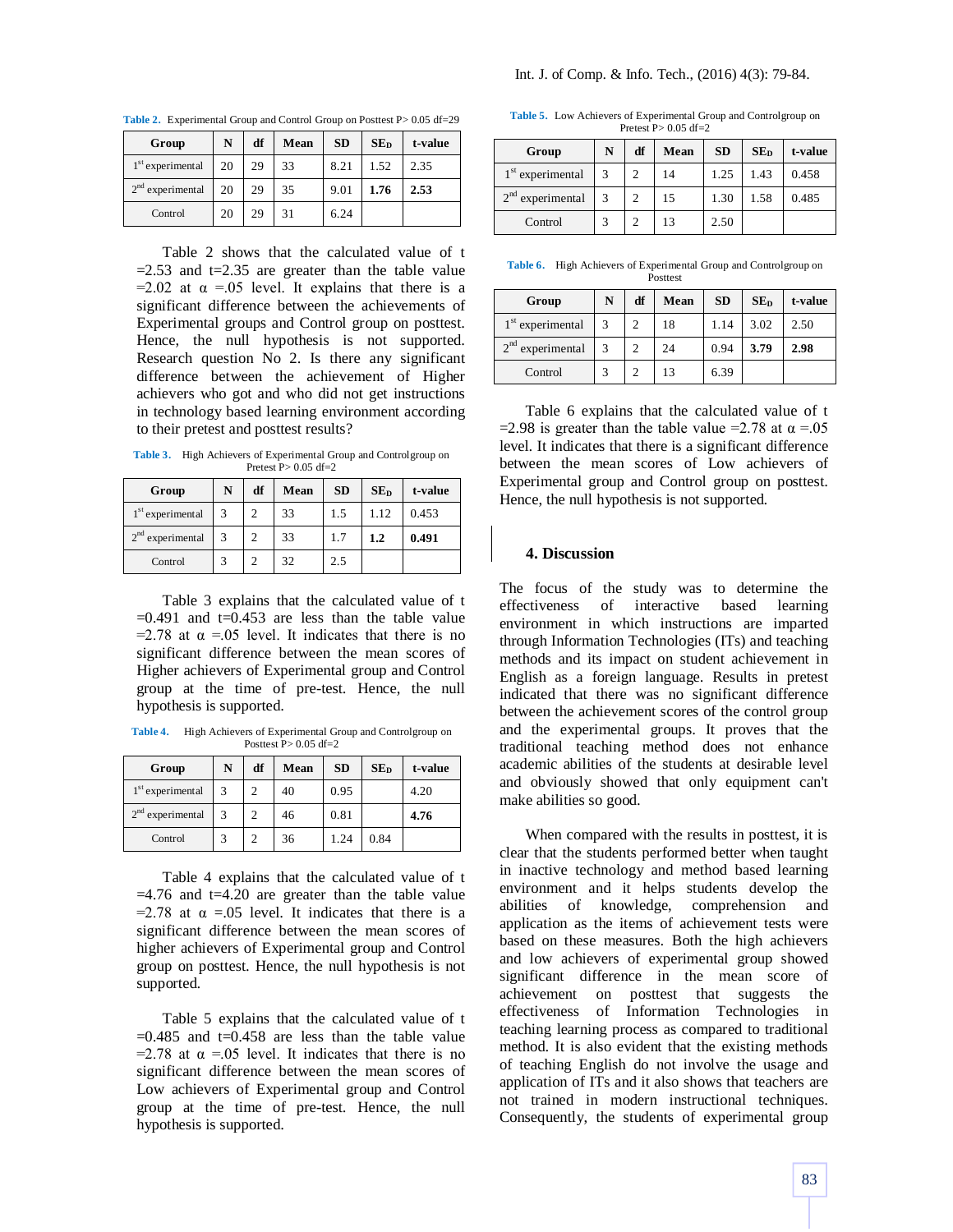**Table 2.** Experimental Group and Control Group on Posttest P> 0.05 df=29

| Group | N | df | Mean | SD | $SE_D$ | t-value |
|---|---|---|---|---|---|---|
| 1st experimental | 20 | 29 | 33 | 8.21 | 1.52 | 2.35 |
| 2nd experimental | 20 | 29 | 35 | 9.01 | **1.76** | **2.53** |
| Control | 20 | 29 | 31 | 6.24 | | |

Table 2 shows that the calculated value of t =2.53 and t=2.35 are greater than the table value =2.02 at α =.05 level. It explains that there is a significant difference between the achievements of Experimental groups and Control group on posttest. Hence, the null hypothesis is not supported. Research question No 2. Is there any significant difference between the achievement of Higher achievers who got and who did not get instructions in technology based learning environment according to their pretest and posttest results?

**Table 3.** High Achievers of Experimental Group and Controlgroup on Pretest P> 0.05 df=2

| Group | N | df | Mean | SD | $SE_D$ | t-value |
|---|---|---|---|---|---|---|
| 1st experimental | 3 | 2 | 33 | 1.5 | 1.12 | 0.453 |
| 2nd experimental | 3 | 2 | 33 | 1.7 | **1.2** | **0.491** |
| Control | 3 | 2 | 32 | 2.5 | | |

Table 3 explains that the calculated value of t =0.491 and t=0.453 are less than the table value =2.78 at α =.05 level. It indicates that there is no significant difference between the mean scores of Higher achievers of Experimental group and Control group at the time of pre-test. Hence, the null hypothesis is supported.

**Table 4.** High Achievers of Experimental Group and Controlgroup on Posttest P> 0.05 df=2

| Group | N | df | Mean | SD | $SE_D$ | t-value |
|---|---|---|---|---|---|---|
| 1st experimental | 3 | 2 | 40 | 0.95 | | 4.20 |
| 2nd experimental | 3 | 2 | 46 | 0.81 | | **4.76** |
| Control | 3 | 2 | 36 | 1.24 | 0.84 | |

Table 4 explains that the calculated value of t =4.76 and t=4.20 are greater than the table value =2.78 at α =.05 level. It indicates that there is a significant difference between the mean scores of higher achievers of Experimental group and Control group on posttest. Hence, the null hypothesis is not supported.

Table 5 explains that the calculated value of t =0.485 and t=0.458 are less than the table value =2.78 at α =.05 level. It indicates that there is no significant difference between the mean scores of Low achievers of Experimental group and Control group at the time of pre-test. Hence, the null hypothesis is supported.

**Table 5.** Low Achievers of Experimental Group and Controlgroup on Pretest P> 0.05 df=2

| Group | N | df | Mean | SD | $SE_D$ | t-value |
|---|---|---|---|---|---|---|
| 1st experimental | 3 | 2 | 14 | 1.25 | 1.43 | 0.458 |
| 2nd experimental | 3 | 2 | 15 | 1.30 | 1.58 | 0.485 |
| Control | 3 | 2 | 13 | 2.50 | | |

**Table 6.** High Achievers of Experimental Group and Controlgroup on Posttest

| Group | N | df | Mean | SD | $SE_D$ | t-value |
|---|---|---|---|---|---|---|
| 1st experimental | 3 | 2 | 18 | 1.14 | 3.02 | 2.50 |
| 2nd experimental | 3 | 2 | 24 | 0.94 | **3.79** | **2.98** |
| Control | 3 | 2 | 13 | 6.39 | | |

Table 6 explains that the calculated value of t =2.98 is greater than the table value =2.78 at α =.05 level. It indicates that there is a significant difference between the mean scores of Low achievers of Experimental group and Control group on posttest. Hence, the null hypothesis is not supported.

## 4. Discussion

The focus of the study was to determine the effectiveness of interactive based learning environment in which instructions are imparted through Information Technologies (ITs) and teaching methods and its impact on student achievement in English as a foreign language. Results in pretest indicated that there was no significant difference between the achievement scores of the control group and the experimental groups. It proves that the traditional teaching method does not enhance academic abilities of the students at desirable level and obviously showed that only equipment can't make abilities so good.

When compared with the results in posttest, it is clear that the students performed better when taught in inactive technology and method based learning environment and it helps students develop the abilities of knowledge, comprehension and application as the items of achievement tests were based on these measures. Both the high achievers and low achievers of experimental group showed significant difference in the mean score of achievement on posttest that suggests the effectiveness of Information Technologies in teaching learning process as compared to traditional method. It is also evident that the existing methods of teaching English do not involve the usage and application of ITs and it also shows that teachers are not trained in modern instructional techniques. Consequently, the students of experimental group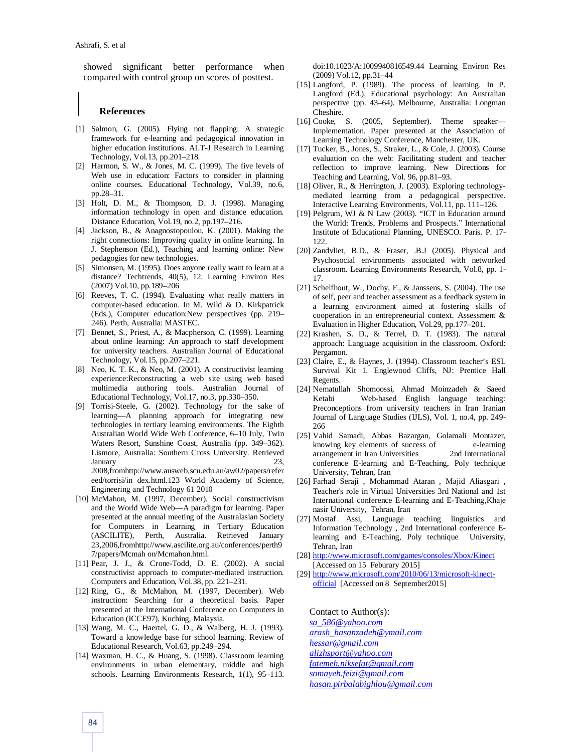showed significant better performance when compared with control group on scores of posttest.

## References

[1] Salmon, G. (2005). Flying not flapping: A strategic framework for e-learning and pedagogical innovation in higher education institutions. ALT-J Research in Learning Technology, Vol.13, pp.201–218.

[2] Harmon, S. W., & Jones, M. C. (1999). The five levels of Web use in education: Factors to consider in planning online courses. Educational Technology, Vol.39, no.6, pp.28–31.

[3] Holt, D. M., & Thompson, D. J. (1998). Managing information technology in open and distance education. Distance Education, Vol.19, no.2, pp.197–216.

[4] Jackson, B., & Anagnostopoulou, K. (2001). Making the right connections: Improving quality in online learning. In J. Stephenson (Ed.), Teaching and learning online: New pedagogies for new technologies.

[5] Simonsen, M. (1995). Does anyone really want to learn at a distance? Techtrends, 40(5), 12. Learning Environ Res (2007) Vol.10, pp.189–206

[6] Reeves, T. C. (1994). Evaluating what really matters in computer-based education. In M. Wild & D. Kirkpatrick (Eds.), Computer education:New perspectives (pp. 219–246). Perth, Australia: MASTEC.

[7] Bennet, S., Priest, A., & Macpherson, C. (1999). Learning about online learning: An approach to staff development for university teachers. Australian Journal of Educational Technology, Vol.15, pp.207–221.

[8] Neo, K. T. K., & Neo, M. (2001). A constructivist learning experience:Reconstructing a web site using web based multimedia authoring tools. Australian Journal of Educational Technology, Vol.17, no.3, pp.330–350.

[9] Torrisi-Steele, G. (2002). Technology for the sake of learning—A planning approach for integrating new technologies in tertiary learning environments. The Eighth Australian World Wide Web Conference, 6–10 July, Twin Waters Resort, Sunshine Coast, Australia (pp. 349–362). Lismore, Australia: Southern Cross University. Retrieved January 23, 2008,fromhttp://www.ausweb.scu.edu.au/aw02/papers/refereed/torrisi/in dex.html.123 World Academy of Science, Engineering and Technology 61 2010

[10] McMahon, M. (1997, December). Social constructivism and the World Wide Web—A paradigm for learning. Paper presented at the annual meeting of the Australasian Society for Computers in Learning in Tertiary Education (ASCILITE), Perth, Australia. Retrieved January 23,2006,fromhttp://www.ascilite.org.au/conferences/perth97/papers/Mcmah on/Mcmahon.html.

[11] Pear, J. J., & Crone-Todd, D. E. (2002). A social constructivist approach to computer-mediated instruction. Computers and Education, Vol.38, pp. 221–231.

[12] Ring, G., & McMahon, M. (1997, December). Web instruction: Searching for a theoretical basis. Paper presented at the International Conference on Computers in Education (ICCE97), Kuching, Malaysia.

[13] Wang, M. C., Haertel, G. D., & Walberg, H. J. (1993). Toward a knowledge base for school learning. Review of Educational Research, Vol.63, pp.249–294.

[14] Waxman, H. C., & Huang, S. (1998). Classroom learning environments in urban elementary, middle and high schools. Learning Environments Research, 1(1), 95–113. doi:10.1023/A:1009940816549.44 Learning Environ Res (2009) Vol.12, pp.31–44

[15] Langford, P. (1989). The process of learning. In P. Langford (Ed.), Educational psychology: An Australian perspective (pp. 43–64). Melbourne, Australia: Longman Cheshire.

[16] Cooke, S. (2005, September). Theme speaker—Implementation. Paper presented at the Association of Learning Technology Conference, Manchester, UK.

[17] Tucker, B., Jones, S., Straker, L., & Cole, J. (2003). Course evaluation on the web: Facilitating student and teacher reflection to improve learning. New Directions for Teaching and Learning, Vol. 96, pp.81–93.

[18] Oliver, R., & Herrington, J. (2003). Exploring technology-mediated learning from a pedagogical perspective. Interactive Learning Environments, Vol.11, pp. 111–126.

[19] Pelgrum, WJ & N Law (2003). "ICT in Education around the World: Trends, Problems and Prospects." International Institute of Educational Planning, UNESCO. Paris. P. 17-122.

[20] Zandvliet, B.D., & Fraser, .B.J (2005). Physical and Psychosocial environments associated with networked classroom. Learning Environments Research, Vol.8, pp. 1-17.

[21] Schelfhout, W., Dochy, F., & Janssens, S. (2004). The use of self, peer and teacher assessment as a feedback system in a learning environment aimed at fostering skills of cooperation in an entrepreneurial context. Assessment & Evaluation in Higher Education, Vol.29, pp.177–201.

[22] Krashen, S. D., & Terrel, D. T. (1983). The natural approach: Language acquisition in the classroom. Oxford: Pergamon.

[23] Claire, E., & Haynes, J. (1994). Classroom teacher's ESL Survival Kit 1. Englewood Cliffs, NJ: Prentice Hall Regents.

[24] Nematullah Shomoossi, Ahmad Moinzadeh & Saeed Ketabi Web-based English language teaching: Preconceptions from university teachers in Iran Iranian Journal of Language Studies (IJLS), Vol. 1, no.4, pp. 249-266

[25] Vahid Samadi, Abbas Bazargan, Golamali Montazer, knowing key elements of success of e-learning arrangement in Iran Universities 2nd International conference E-learning and E-Teaching, Poly technique University, Tehran, Iran

[26] Farhad Seraji , Mohammad Ataran , Majid Aliasgari , Teacher's role in Virtual Universities 3rd National and 1st International conference E-learning and E-Teaching,Khaje nasir University, Tehran, Iran

[27] Mostaf Assi, Language teaching linguistics and Information Technology , 2nd International conference E-learning and E-Teaching, Poly technique University, Tehran, Iran

[28] http://www.microsoft.com/games/consoles/Xbox/Kinect [Accessed on 15 Feburary 2015]

[29] http://www.microsoft.com/2010/06/13/microsoft-kinect-official [Accessed on 8 September2015]

Contact to Author(s):
*sa_586@yahoo.com*
*arash_hasanzadeh@ymail.com*
*hessar@gmail.com*
*alizhsport@yahoo.com*
*fatemeh.niksefat@gmail.com*
*somayeh.feizi@gmail.com*
*hasan.pirbalabighlou@gmail.com*